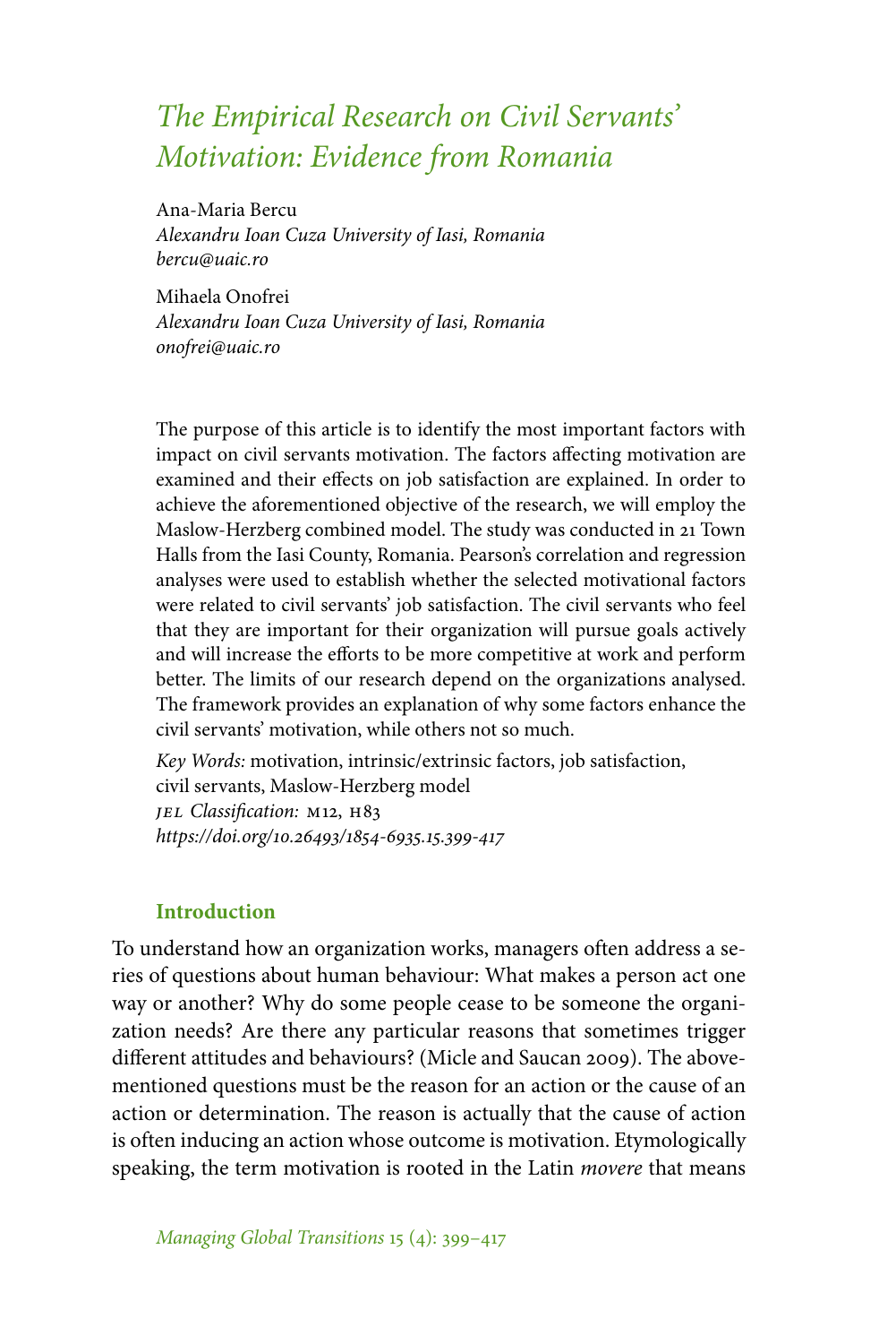# *The Empirical Research on Civil Servants' Motivation: Evidence from Romania*

Ana-Maria Bercu
*Alexandru Ioan Cuza University of Iasi, Romania*
*bercu@uaic.ro*

Mihaela Onofrei
*Alexandru Ioan Cuza University of Iasi, Romania*
*onofrei@uaic.ro*

The purpose of this article is to identify the most important factors with impact on civil servants motivation. The factors affecting motivation are examined and their effects on job satisfaction are explained. In order to achieve the aforementioned objective of the research, we will employ the Maslow-Herzberg combined model. The study was conducted in 21 Town Halls from the Iasi County, Romania. Pearson's correlation and regression analyses were used to establish whether the selected motivational factors were related to civil servants' job satisfaction. The civil servants who feel that they are important for their organization will pursue goals actively and will increase the efforts to be more competitive at work and perform better. The limits of our research depend on the organizations analysed. The framework provides an explanation of why some factors enhance the civil servants' motivation, while others not so much.

*Key Words:* motivation, intrinsic/extrinsic factors, job satisfaction, civil servants, Maslow-Herzberg model
*JEL Classification:* M12, H83
*https://doi.org/10.26493/1854-6935.15.399-417*

## Introduction

To understand how an organization works, managers often address a series of questions about human behaviour: What makes a person act one way or another? Why do some people cease to be someone the organization needs? Are there any particular reasons that sometimes trigger different attitudes and behaviours? (Micle and Saucan 2009). The above-mentioned questions must be the reason for an action or the cause of an action or determination. The reason is actually that the cause of action is often inducing an action whose outcome is motivation. Etymologically speaking, the term motivation is rooted in the Latin *movere* that means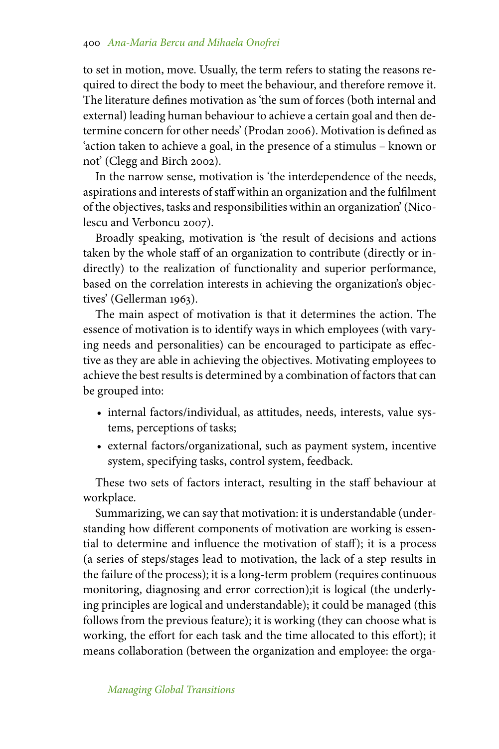to set in motion, move. Usually, the term refers to stating the reasons required to direct the body to meet the behaviour, and therefore remove it. The literature defines motivation as 'the sum of forces (both internal and external) leading human behaviour to achieve a certain goal and then determine concern for other needs' (Prodan 2006). Motivation is defined as 'action taken to achieve a goal, in the presence of a stimulus – known or not' (Clegg and Birch 2002).

In the narrow sense, motivation is 'the interdependence of the needs, aspirations and interests of staff within an organization and the fulfilment of the objectives, tasks and responsibilities within an organization' (Nicolescu and Verboncu 2007).

Broadly speaking, motivation is 'the result of decisions and actions taken by the whole staff of an organization to contribute (directly or indirectly) to the realization of functionality and superior performance, based on the correlation interests in achieving the organization's objectives' (Gellerman 1963).

The main aspect of motivation is that it determines the action. The essence of motivation is to identify ways in which employees (with varying needs and personalities) can be encouraged to participate as effective as they are able in achieving the objectives. Motivating employees to achieve the best results is determined by a combination of factors that can be grouped into:

- internal factors/individual, as attitudes, needs, interests, value systems, perceptions of tasks;
- external factors/organizational, such as payment system, incentive system, specifying tasks, control system, feedback.

These two sets of factors interact, resulting in the staff behaviour at workplace.

Summarizing, we can say that motivation: it is understandable (understanding how different components of motivation are working is essential to determine and influence the motivation of staff); it is a process (a series of steps/stages lead to motivation, the lack of a step results in the failure of the process); it is a long-term problem (requires continuous monitoring, diagnosing and error correction);it is logical (the underlying principles are logical and understandable); it could be managed (this follows from the previous feature); it is working (they can choose what is working, the effort for each task and the time allocated to this effort); it means collaboration (between the organization and employee: the orga-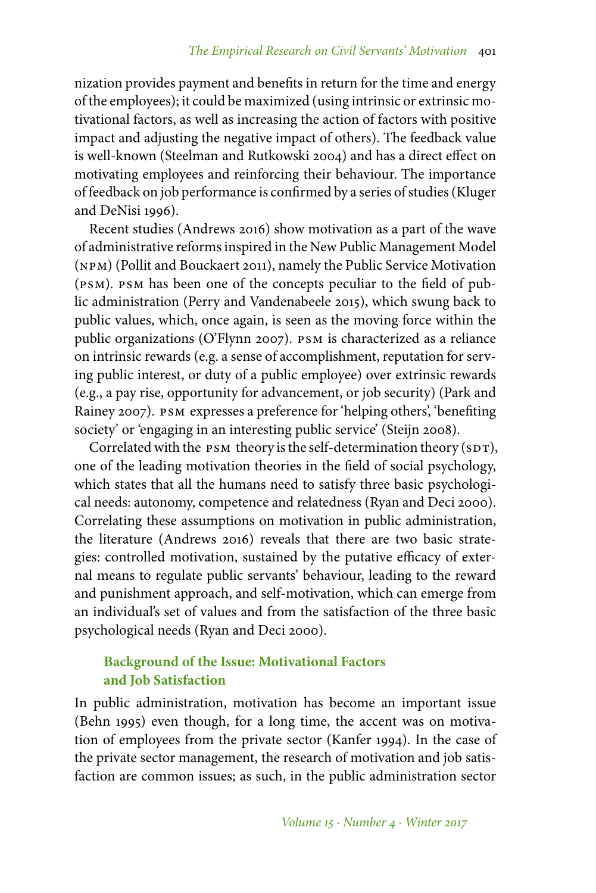nization provides payment and benefits in return for the time and energy of the employees); it could be maximized (using intrinsic or extrinsic motivational factors, as well as increasing the action of factors with positive impact and adjusting the negative impact of others). The feedback value is well-known (Steelman and Rutkowski 2004) and has a direct effect on motivating employees and reinforcing their behaviour. The importance of feedback on job performance is confirmed by a series of studies (Kluger and DeNisi 1996).

Recent studies (Andrews 2016) show motivation as a part of the wave of administrative reforms inspired in the New Public Management Model (NPM) (Pollit and Bouckaert 2011), namely the Public Service Motivation (PSM). PSM has been one of the concepts peculiar to the field of public administration (Perry and Vandenabeele 2015), which swung back to public values, which, once again, is seen as the moving force within the public organizations (O'Flynn 2007). PSM is characterized as a reliance on intrinsic rewards (e.g. a sense of accomplishment, reputation for serving public interest, or duty of a public employee) over extrinsic rewards (e.g., a pay rise, opportunity for advancement, or job security) (Park and Rainey 2007). PSM expresses a preference for 'helping others', 'benefiting society' or 'engaging in an interesting public service' (Steijn 2008).

Correlated with the PSM theory is the self-determination theory (SDT), one of the leading motivation theories in the field of social psychology, which states that all the humans need to satisfy three basic psychological needs: autonomy, competence and relatedness (Ryan and Deci 2000). Correlating these assumptions on motivation in public administration, the literature (Andrews 2016) reveals that there are two basic strategies: controlled motivation, sustained by the putative efficacy of external means to regulate public servants' behaviour, leading to the reward and punishment approach, and self-motivation, which can emerge from an individual's set of values and from the satisfaction of the three basic psychological needs (Ryan and Deci 2000).

## Background of the Issue: Motivational Factors and Job Satisfaction

In public administration, motivation has become an important issue (Behn 1995) even though, for a long time, the accent was on motivation of employees from the private sector (Kanfer 1994). In the case of the private sector management, the research of motivation and job satisfaction are common issues; as such, in the public administration sector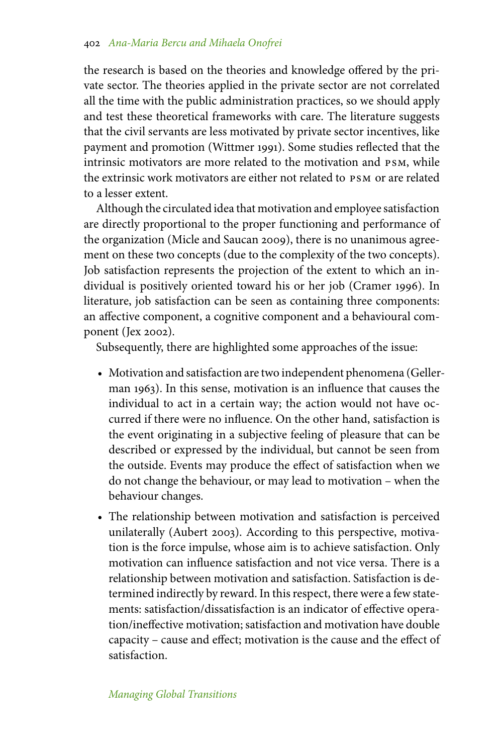the research is based on the theories and knowledge offered by the private sector. The theories applied in the private sector are not correlated all the time with the public administration practices, so we should apply and test these theoretical frameworks with care. The literature suggests that the civil servants are less motivated by private sector incentives, like payment and promotion (Wittmer 1991). Some studies reflected that the intrinsic motivators are more related to the motivation and PSM, while the extrinsic work motivators are either not related to PSM or are related to a lesser extent.

Although the circulated idea that motivation and employee satisfaction are directly proportional to the proper functioning and performance of the organization (Micle and Saucan 2009), there is no unanimous agreement on these two concepts (due to the complexity of the two concepts). Job satisfaction represents the projection of the extent to which an individual is positively oriented toward his or her job (Cramer 1996). In literature, job satisfaction can be seen as containing three components: an affective component, a cognitive component and a behavioural component (Jex 2002).

Subsequently, there are highlighted some approaches of the issue:

- Motivation and satisfaction are two independent phenomena (Gellerman 1963). In this sense, motivation is an influence that causes the individual to act in a certain way; the action would not have occurred if there were no influence. On the other hand, satisfaction is the event originating in a subjective feeling of pleasure that can be described or expressed by the individual, but cannot be seen from the outside. Events may produce the effect of satisfaction when we do not change the behaviour, or may lead to motivation – when the behaviour changes.
- The relationship between motivation and satisfaction is perceived unilaterally (Aubert 2003). According to this perspective, motivation is the force impulse, whose aim is to achieve satisfaction. Only motivation can influence satisfaction and not vice versa. There is a relationship between motivation and satisfaction. Satisfaction is determined indirectly by reward. In this respect, there were a few statements: satisfaction/dissatisfaction is an indicator of effective operation/ineffective motivation; satisfaction and motivation have double capacity – cause and effect; motivation is the cause and the effect of satisfaction.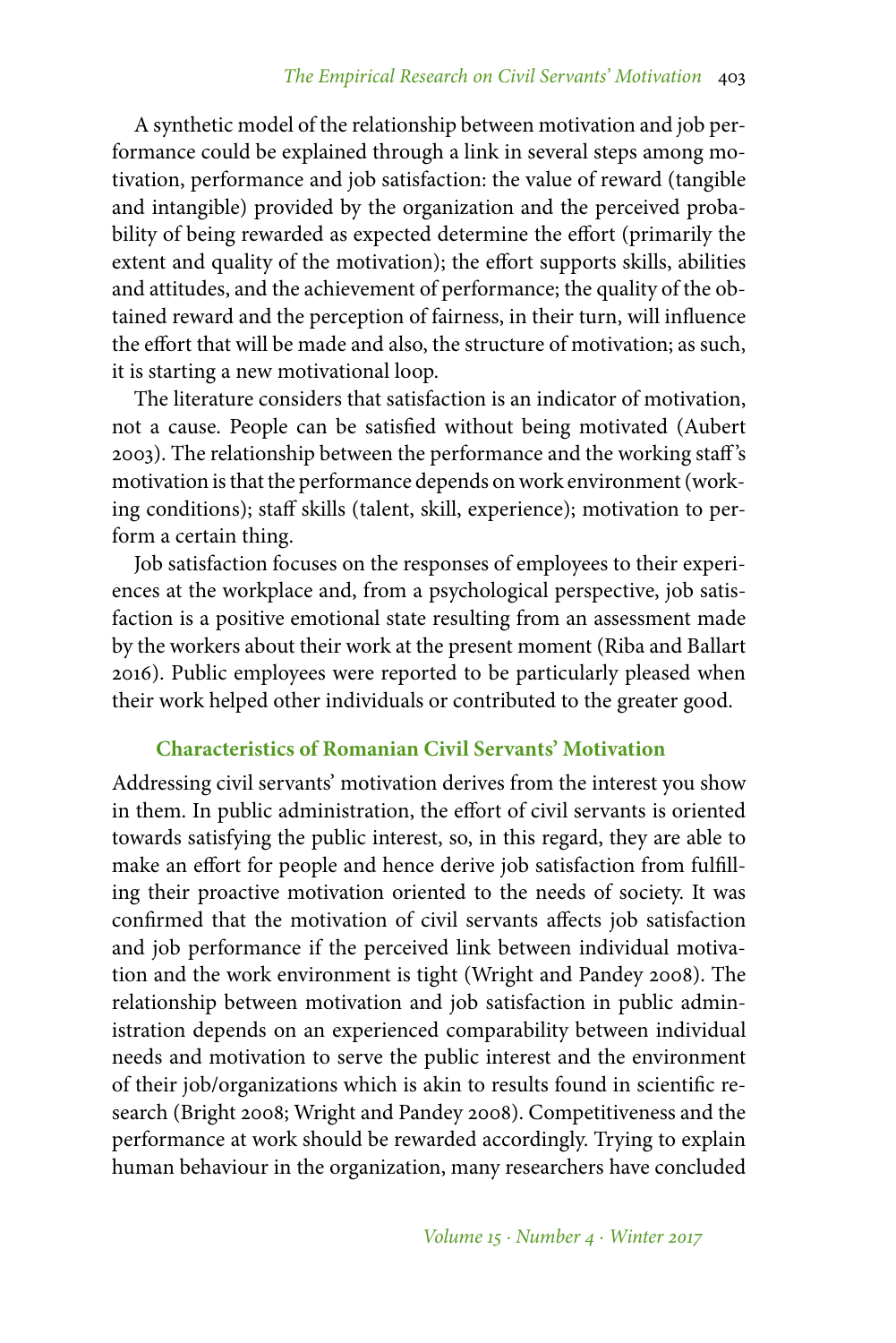A synthetic model of the relationship between motivation and job performance could be explained through a link in several steps among motivation, performance and job satisfaction: the value of reward (tangible and intangible) provided by the organization and the perceived probability of being rewarded as expected determine the effort (primarily the extent and quality of the motivation); the effort supports skills, abilities and attitudes, and the achievement of performance; the quality of the obtained reward and the perception of fairness, in their turn, will influence the effort that will be made and also, the structure of motivation; as such, it is starting a new motivational loop.

The literature considers that satisfaction is an indicator of motivation, not a cause. People can be satisfied without being motivated (Aubert 2003). The relationship between the performance and the working staff's motivation is that the performance depends on work environment (working conditions); staff skills (talent, skill, experience); motivation to perform a certain thing.

Job satisfaction focuses on the responses of employees to their experiences at the workplace and, from a psychological perspective, job satisfaction is a positive emotional state resulting from an assessment made by the workers about their work at the present moment (Riba and Ballart 2016). Public employees were reported to be particularly pleased when their work helped other individuals or contributed to the greater good.

## Characteristics of Romanian Civil Servants' Motivation

Addressing civil servants' motivation derives from the interest you show in them. In public administration, the effort of civil servants is oriented towards satisfying the public interest, so, in this regard, they are able to make an effort for people and hence derive job satisfaction from fulfilling their proactive motivation oriented to the needs of society. It was confirmed that the motivation of civil servants affects job satisfaction and job performance if the perceived link between individual motivation and the work environment is tight (Wright and Pandey 2008). The relationship between motivation and job satisfaction in public administration depends on an experienced comparability between individual needs and motivation to serve the public interest and the environment of their job/organizations which is akin to results found in scientific research (Bright 2008; Wright and Pandey 2008). Competitiveness and the performance at work should be rewarded accordingly. Trying to explain human behaviour in the organization, many researchers have concluded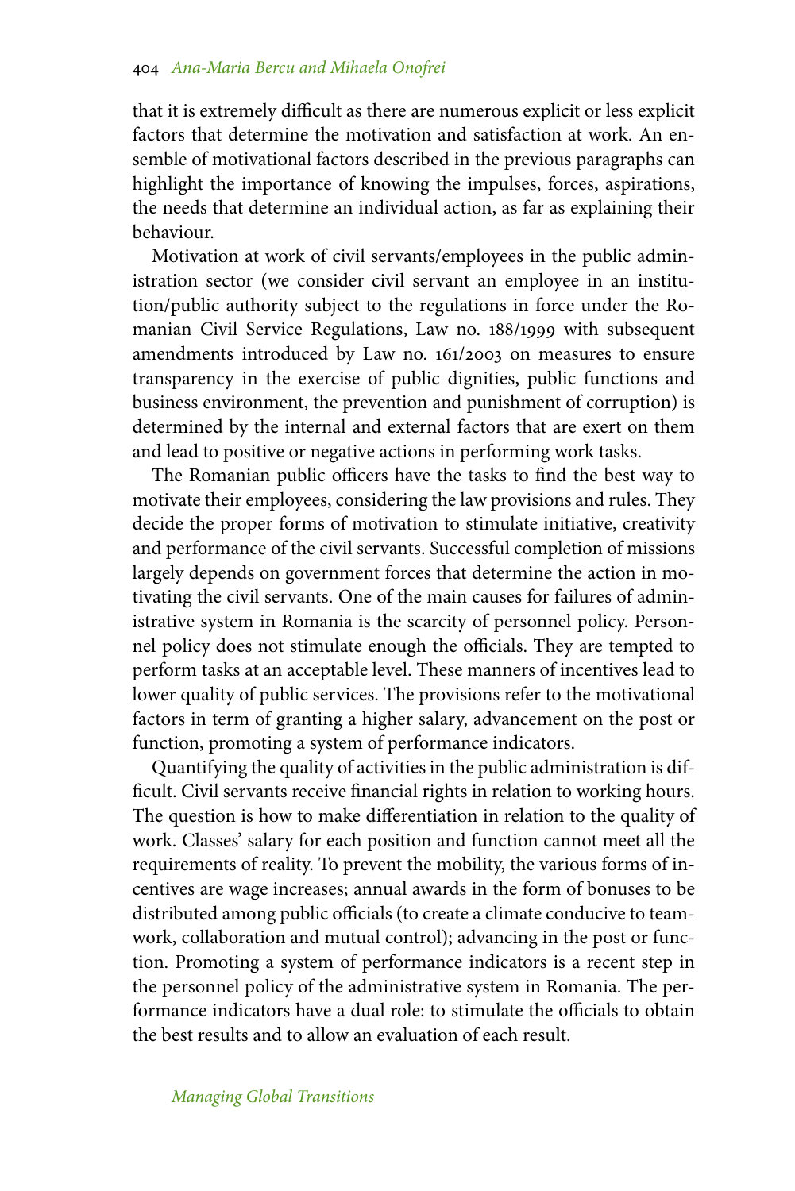that it is extremely difficult as there are numerous explicit or less explicit factors that determine the motivation and satisfaction at work. An ensemble of motivational factors described in the previous paragraphs can highlight the importance of knowing the impulses, forces, aspirations, the needs that determine an individual action, as far as explaining their behaviour.

Motivation at work of civil servants/employees in the public administration sector (we consider civil servant an employee in an institution/public authority subject to the regulations in force under the Romanian Civil Service Regulations, Law no. 188/1999 with subsequent amendments introduced by Law no. 161/2003 on measures to ensure transparency in the exercise of public dignities, public functions and business environment, the prevention and punishment of corruption) is determined by the internal and external factors that are exert on them and lead to positive or negative actions in performing work tasks.

The Romanian public officers have the tasks to find the best way to motivate their employees, considering the law provisions and rules. They decide the proper forms of motivation to stimulate initiative, creativity and performance of the civil servants. Successful completion of missions largely depends on government forces that determine the action in motivating the civil servants. One of the main causes for failures of administrative system in Romania is the scarcity of personnel policy. Personnel policy does not stimulate enough the officials. They are tempted to perform tasks at an acceptable level. These manners of incentives lead to lower quality of public services. The provisions refer to the motivational factors in term of granting a higher salary, advancement on the post or function, promoting a system of performance indicators.

Quantifying the quality of activities in the public administration is difficult. Civil servants receive financial rights in relation to working hours. The question is how to make differentiation in relation to the quality of work. Classes' salary for each position and function cannot meet all the requirements of reality. To prevent the mobility, the various forms of incentives are wage increases; annual awards in the form of bonuses to be distributed among public officials (to create a climate conducive to teamwork, collaboration and mutual control); advancing in the post or function. Promoting a system of performance indicators is a recent step in the personnel policy of the administrative system in Romania. The performance indicators have a dual role: to stimulate the officials to obtain the best results and to allow an evaluation of each result.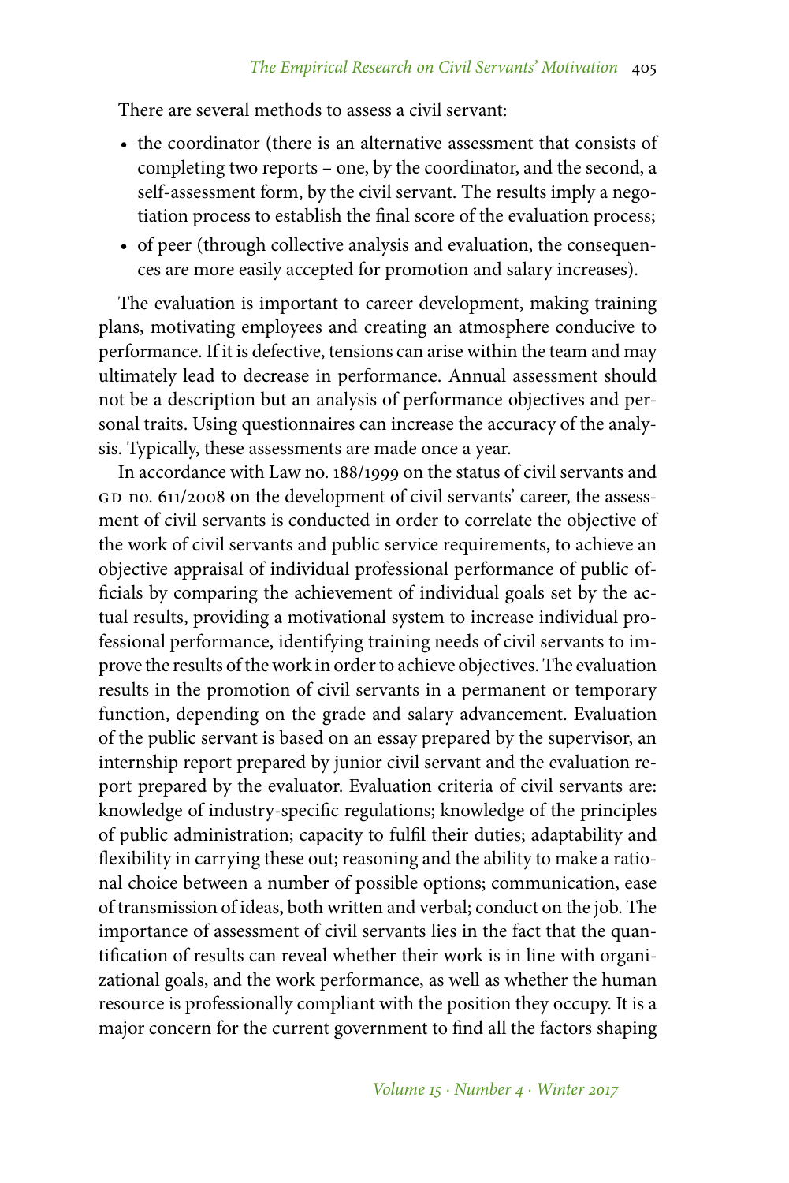There are several methods to assess a civil servant:

- the coordinator (there is an alternative assessment that consists of completing two reports – one, by the coordinator, and the second, a self-assessment form, by the civil servant. The results imply a negotiation process to establish the final score of the evaluation process;
- of peer (through collective analysis and evaluation, the consequences are more easily accepted for promotion and salary increases).

The evaluation is important to career development, making training plans, motivating employees and creating an atmosphere conducive to performance. If it is defective, tensions can arise within the team and may ultimately lead to decrease in performance. Annual assessment should not be a description but an analysis of performance objectives and personal traits. Using questionnaires can increase the accuracy of the analysis. Typically, these assessments are made once a year.

In accordance with Law no. 188/1999 on the status of civil servants and GD no. 611/2008 on the development of civil servants' career, the assessment of civil servants is conducted in order to correlate the objective of the work of civil servants and public service requirements, to achieve an objective appraisal of individual professional performance of public officials by comparing the achievement of individual goals set by the actual results, providing a motivational system to increase individual professional performance, identifying training needs of civil servants to improve the results of the work in order to achieve objectives. The evaluation results in the promotion of civil servants in a permanent or temporary function, depending on the grade and salary advancement. Evaluation of the public servant is based on an essay prepared by the supervisor, an internship report prepared by junior civil servant and the evaluation report prepared by the evaluator. Evaluation criteria of civil servants are: knowledge of industry-specific regulations; knowledge of the principles of public administration; capacity to fulfil their duties; adaptability and flexibility in carrying these out; reasoning and the ability to make a rational choice between a number of possible options; communication, ease of transmission of ideas, both written and verbal; conduct on the job. The importance of assessment of civil servants lies in the fact that the quantification of results can reveal whether their work is in line with organizational goals, and the work performance, as well as whether the human resource is professionally compliant with the position they occupy. It is a major concern for the current government to find all the factors shaping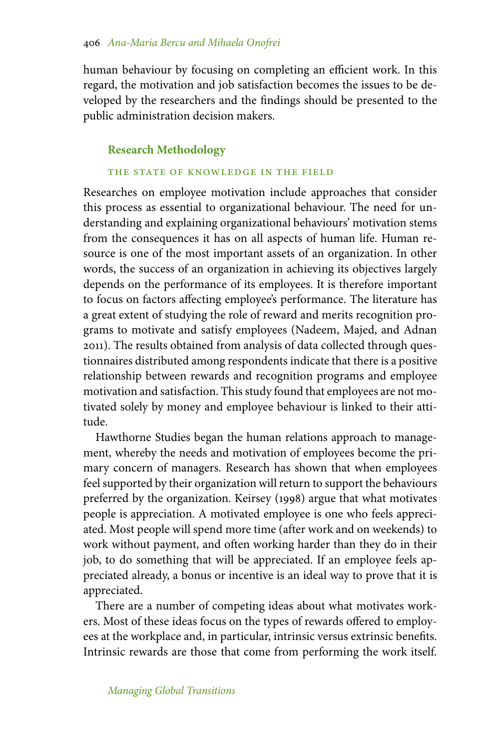human behaviour by focusing on completing an efficient work. In this regard, the motivation and job satisfaction becomes the issues to be developed by the researchers and the findings should be presented to the public administration decision makers.

## Research Methodology

### THE STATE OF KNOWLEDGE IN THE FIELD

Researches on employee motivation include approaches that consider this process as essential to organizational behaviour. The need for understanding and explaining organizational behaviours' motivation stems from the consequences it has on all aspects of human life. Human resource is one of the most important assets of an organization. In other words, the success of an organization in achieving its objectives largely depends on the performance of its employees. It is therefore important to focus on factors affecting employee's performance. The literature has a great extent of studying the role of reward and merits recognition programs to motivate and satisfy employees (Nadeem, Majed, and Adnan 2011). The results obtained from analysis of data collected through questionnaires distributed among respondents indicate that there is a positive relationship between rewards and recognition programs and employee motivation and satisfaction. This study found that employees are not motivated solely by money and employee behaviour is linked to their attitude.

Hawthorne Studies began the human relations approach to management, whereby the needs and motivation of employees become the primary concern of managers. Research has shown that when employees feel supported by their organization will return to support the behaviours preferred by the organization. Keirsey (1998) argue that what motivates people is appreciation. A motivated employee is one who feels appreciated. Most people will spend more time (after work and on weekends) to work without payment, and often working harder than they do in their job, to do something that will be appreciated. If an employee feels appreciated already, a bonus or incentive is an ideal way to prove that it is appreciated.

There are a number of competing ideas about what motivates workers. Most of these ideas focus on the types of rewards offered to employees at the workplace and, in particular, intrinsic versus extrinsic benefits. Intrinsic rewards are those that come from performing the work itself.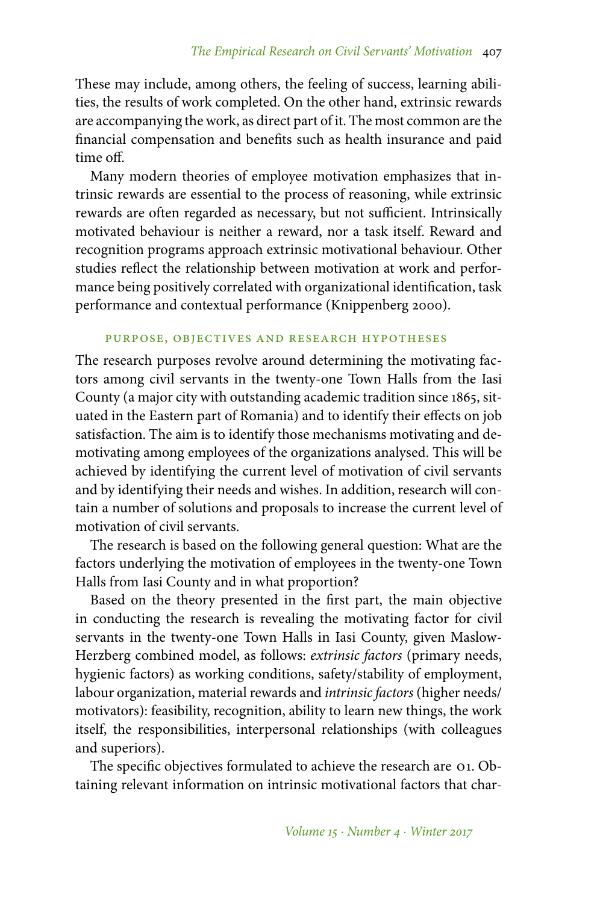These may include, among others, the feeling of success, learning abilities, the results of work completed. On the other hand, extrinsic rewards are accompanying the work, as direct part of it. The most common are the financial compensation and benefits such as health insurance and paid time off.

Many modern theories of employee motivation emphasizes that intrinsic rewards are essential to the process of reasoning, while extrinsic rewards are often regarded as necessary, but not sufficient. Intrinsically motivated behaviour is neither a reward, nor a task itself. Reward and recognition programs approach extrinsic motivational behaviour. Other studies reflect the relationship between motivation at work and performance being positively correlated with organizational identification, task performance and contextual performance (Knippenberg 2000).

## Purpose, Objectives and Research Hypotheses

The research purposes revolve around determining the motivating factors among civil servants in the twenty-one Town Halls from the Iasi County (a major city with outstanding academic tradition since 1865, situated in the Eastern part of Romania) and to identify their effects on job satisfaction. The aim is to identify those mechanisms motivating and demotivating among employees of the organizations analysed. This will be achieved by identifying the current level of motivation of civil servants and by identifying their needs and wishes. In addition, research will contain a number of solutions and proposals to increase the current level of motivation of civil servants.

The research is based on the following general question: What are the factors underlying the motivation of employees in the twenty-one Town Halls from Iasi County and in what proportion?

Based on the theory presented in the first part, the main objective in conducting the research is revealing the motivating factor for civil servants in the twenty-one Town Halls in Iasi County, given Maslow-Herzberg combined model, as follows: *extrinsic factors* (primary needs, hygienic factors) as working conditions, safety/stability of employment, labour organization, material rewards and *intrinsic factors* (higher needs/motivators): feasibility, recognition, ability to learn new things, the work itself, the responsibilities, interpersonal relationships (with colleagues and superiors).

The specific objectives formulated to achieve the research are O1. Obtaining relevant information on intrinsic motivational factors that char-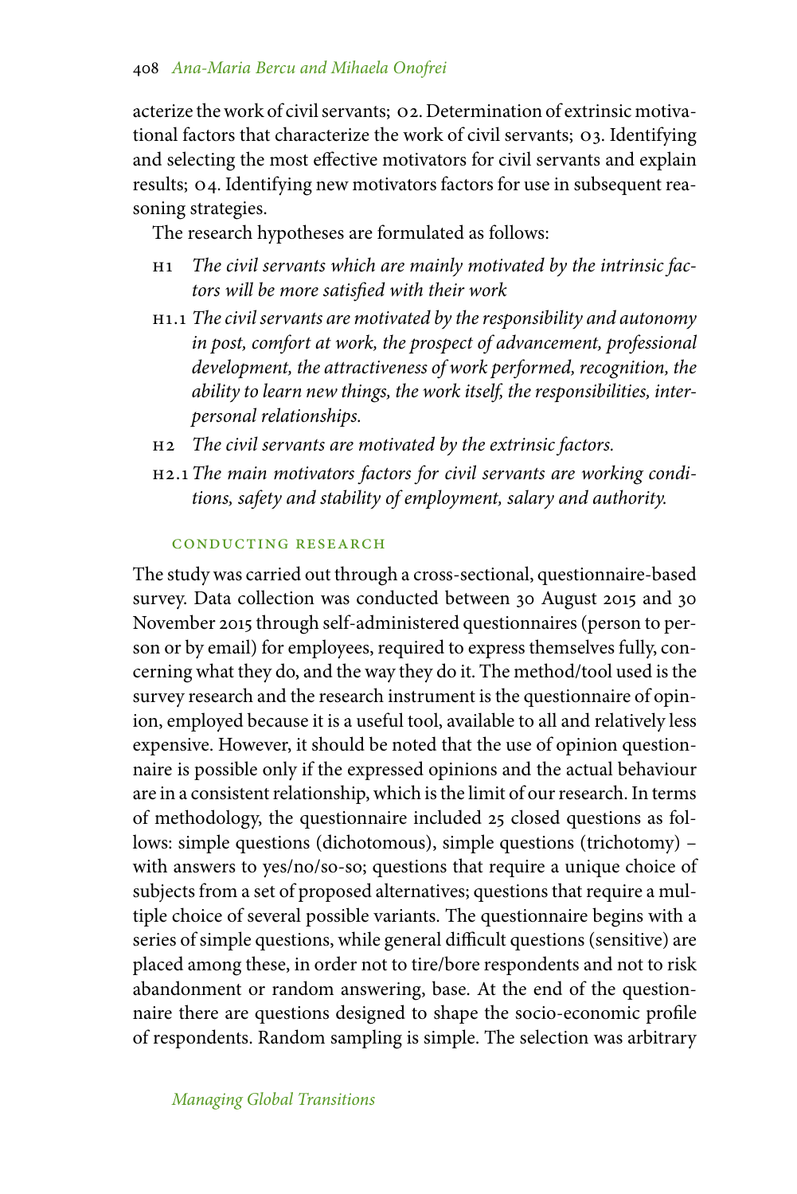acterize the work of civil servants; o2. Determination of extrinsic motivational factors that characterize the work of civil servants; o3. Identifying and selecting the most effective motivators for civil servants and explain results; o4. Identifying new motivators factors for use in subsequent reasoning strategies.

The research hypotheses are formulated as follows:

- H1 *The civil servants which are mainly motivated by the intrinsic factors will be more satisfied with their work*
- H1.1 *The civil servants are motivated by the responsibility and autonomy in post, comfort at work, the prospect of advancement, professional development, the attractiveness of work performed, recognition, the ability to learn new things, the work itself, the responsibilities, interpersonal relationships.*
- H2 *The civil servants are motivated by the extrinsic factors.*
- H2.1 *The main motivators factors for civil servants are working conditions, safety and stability of employment, salary and authority.*

## CONDUCTING RESEARCH

The study was carried out through a cross-sectional, questionnaire-based survey. Data collection was conducted between 30 August 2015 and 30 November 2015 through self-administered questionnaires (person to person or by email) for employees, required to express themselves fully, concerning what they do, and the way they do it. The method/tool used is the survey research and the research instrument is the questionnaire of opinion, employed because it is a useful tool, available to all and relatively less expensive. However, it should be noted that the use of opinion questionnaire is possible only if the expressed opinions and the actual behaviour are in a consistent relationship, which is the limit of our research. In terms of methodology, the questionnaire included 25 closed questions as follows: simple questions (dichotomous), simple questions (trichotomy) – with answers to yes/no/so-so; questions that require a unique choice of subjects from a set of proposed alternatives; questions that require a multiple choice of several possible variants. The questionnaire begins with a series of simple questions, while general difficult questions (sensitive) are placed among these, in order not to tire/bore respondents and not to risk abandonment or random answering, base. At the end of the questionnaire there are questions designed to shape the socio-economic profile of respondents. Random sampling is simple. The selection was arbitrary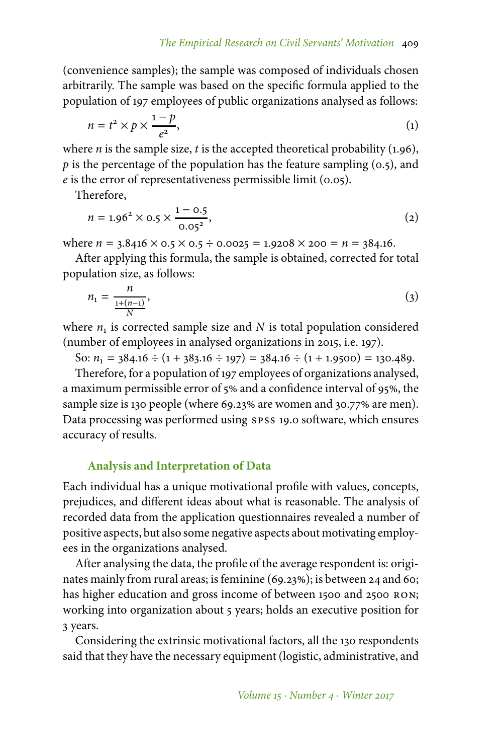(convenience samples); the sample was composed of individuals chosen arbitrarily. The sample was based on the specific formula applied to the population of 197 employees of public organizations analysed as follows:

$$n = t^2 \times p \times \frac{1-p}{e^2}, \tag{1}$$

where $n$ is the sample size, $t$ is the accepted theoretical probability (1.96), $p$ is the percentage of the population has the feature sampling (0.5), and $e$ is the error of representativeness permissible limit (0.05).

Therefore,

$$n = 1.96^2 \times 0.5 \times \frac{1-0.5}{0.05^2}, \tag{2}$$

where $n = 3.8416 \times 0.5 \times 0.5 \div 0.0025 = 1.9208 \times 200 = n = 384.16$.

After applying this formula, the sample is obtained, corrected for total population size, as follows:

$$n_1 = \frac{n}{\frac{1+(n-1)}{N}}, \tag{3}$$

where $n_1$ is corrected sample size and $N$ is total population considered (number of employees in analysed organizations in 2015, i.e. 197).

So: $n_1 = 384.16 \div (1 + 383.16 \div 197) = 384.16 \div (1 + 1.9500) = 130.489$.

Therefore, for a population of 197 employees of organizations analysed, a maximum permissible error of 5% and a confidence interval of 95%, the sample size is 130 people (where 69.23% are women and 30.77% are men). Data processing was performed using SPSS 19.0 software, which ensures accuracy of results.

## Analysis and Interpretation of Data

Each individual has a unique motivational profile with values, concepts, prejudices, and different ideas about what is reasonable. The analysis of recorded data from the application questionnaires revealed a number of positive aspects, but also some negative aspects about motivating employees in the organizations analysed.

After analysing the data, the profile of the average respondent is: originates mainly from rural areas; is feminine (69.23%); is between 24 and 60; has higher education and gross income of between 1500 and 2500 RON; working into organization about 5 years; holds an executive position for 3 years.

Considering the extrinsic motivational factors, all the 130 respondents said that they have the necessary equipment (logistic, administrative, and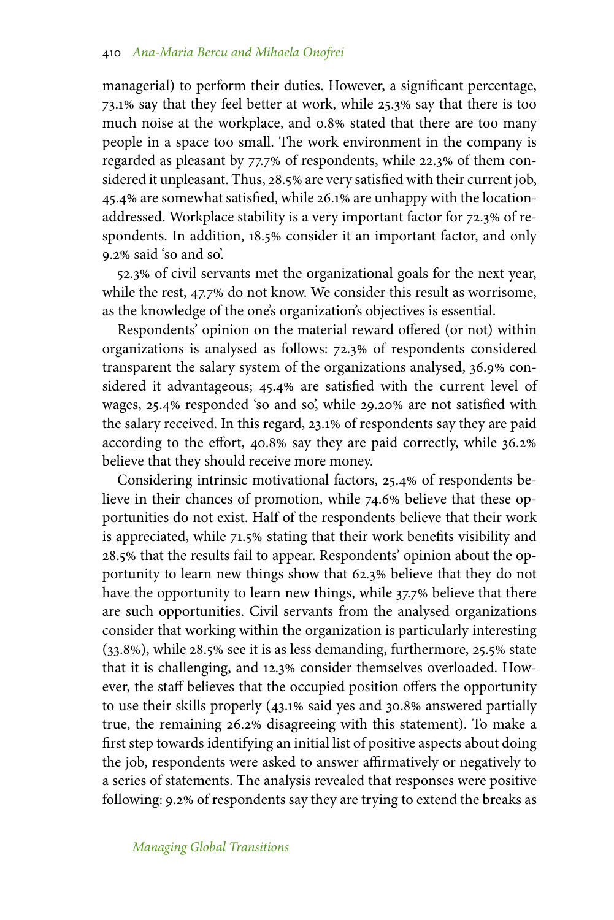managerial) to perform their duties. However, a significant percentage, 73.1% say that they feel better at work, while 25.3% say that there is too much noise at the workplace, and 0.8% stated that there are too many people in a space too small. The work environment in the company is regarded as pleasant by 77.7% of respondents, while 22.3% of them considered it unpleasant. Thus, 28.5% are very satisfied with their current job, 45.4% are somewhat satisfied, while 26.1% are unhappy with the location-addressed. Workplace stability is a very important factor for 72.3% of respondents. In addition, 18.5% consider it an important factor, and only 9.2% said 'so and so'.

52.3% of civil servants met the organizational goals for the next year, while the rest, 47.7% do not know. We consider this result as worrisome, as the knowledge of the one's organization's objectives is essential.

Respondents' opinion on the material reward offered (or not) within organizations is analysed as follows: 72.3% of respondents considered transparent the salary system of the organizations analysed, 36.9% considered it advantageous; 45.4% are satisfied with the current level of wages, 25.4% responded 'so and so', while 29.20% are not satisfied with the salary received. In this regard, 23.1% of respondents say they are paid according to the effort, 40.8% say they are paid correctly, while 36.2% believe that they should receive more money.

Considering intrinsic motivational factors, 25.4% of respondents believe in their chances of promotion, while 74.6% believe that these opportunities do not exist. Half of the respondents believe that their work is appreciated, while 71.5% stating that their work benefits visibility and 28.5% that the results fail to appear. Respondents' opinion about the opportunity to learn new things show that 62.3% believe that they do not have the opportunity to learn new things, while 37.7% believe that there are such opportunities. Civil servants from the analysed organizations consider that working within the organization is particularly interesting (33.8%), while 28.5% see it is as less demanding, furthermore, 25.5% state that it is challenging, and 12.3% consider themselves overloaded. However, the staff believes that the occupied position offers the opportunity to use their skills properly (43.1% said yes and 30.8% answered partially true, the remaining 26.2% disagreeing with this statement). To make a first step towards identifying an initial list of positive aspects about doing the job, respondents were asked to answer affirmatively or negatively to a series of statements. The analysis revealed that responses were positive following: 9.2% of respondents say they are trying to extend the breaks as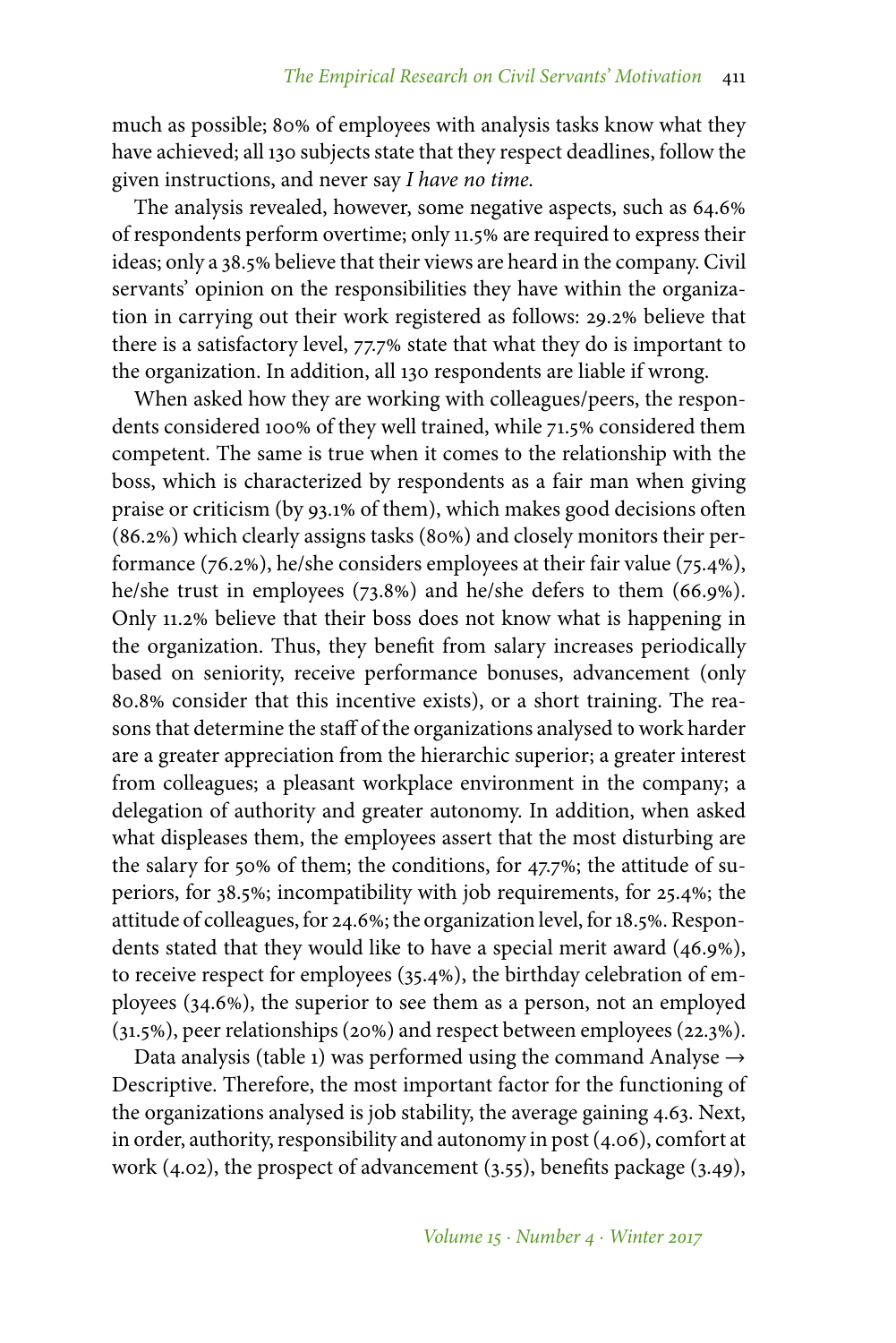much as possible; 80% of employees with analysis tasks know what they have achieved; all 130 subjects state that they respect deadlines, follow the given instructions, and never say *I have no time.*

The analysis revealed, however, some negative aspects, such as 64.6% of respondents perform overtime; only 11.5% are required to express their ideas; only a 38.5% believe that their views are heard in the company. Civil servants' opinion on the responsibilities they have within the organization in carrying out their work registered as follows: 29.2% believe that there is a satisfactory level, 77.7% state that what they do is important to the organization. In addition, all 130 respondents are liable if wrong.

When asked how they are working with colleagues/peers, the respondents considered 100% of they well trained, while 71.5% considered them competent. The same is true when it comes to the relationship with the boss, which is characterized by respondents as a fair man when giving praise or criticism (by 93.1% of them), which makes good decisions often (86.2%) which clearly assigns tasks (80%) and closely monitors their performance (76.2%), he/she considers employees at their fair value (75.4%), he/she trust in employees (73.8%) and he/she defers to them (66.9%). Only 11.2% believe that their boss does not know what is happening in the organization. Thus, they benefit from salary increases periodically based on seniority, receive performance bonuses, advancement (only 80.8% consider that this incentive exists), or a short training. The reasons that determine the staff of the organizations analysed to work harder are a greater appreciation from the hierarchic superior; a greater interest from colleagues; a pleasant workplace environment in the company; a delegation of authority and greater autonomy. In addition, when asked what displeases them, the employees assert that the most disturbing are the salary for 50% of them; the conditions, for 47.7%; the attitude of superiors, for 38.5%; incompatibility with job requirements, for 25.4%; the attitude of colleagues, for 24.6%; the organization level, for 18.5%. Respondents stated that they would like to have a special merit award (46.9%), to receive respect for employees (35.4%), the birthday celebration of employees (34.6%), the superior to see them as a person, not an employed (31.5%), peer relationships (20%) and respect between employees (22.3%).

Data analysis (table 1) was performed using the command Analyse → Descriptive. Therefore, the most important factor for the functioning of the organizations analysed is job stability, the average gaining 4.63. Next, in order, authority, responsibility and autonomy in post (4.06), comfort at work (4.02), the prospect of advancement (3.55), benefits package (3.49),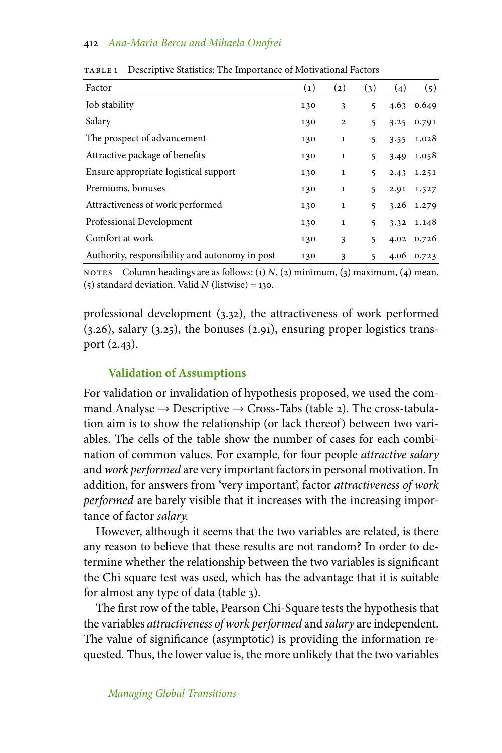TABLE 1 Descriptive Statistics: The Importance of Motivational Factors

| Factor | (1) | (2) | (3) | (4) | (5) |
|---|---|---|---|---|---|
| Job stability | 130 | 3 | 5 | 4.63 | 0.649 |
| Salary | 130 | 2 | 5 | 3.25 | 0.791 |
| The prospect of advancement | 130 | 1 | 5 | 3.55 | 1.028 |
| Attractive package of benefits | 130 | 1 | 5 | 3.49 | 1.058 |
| Ensure appropriate logistical support | 130 | 1 | 5 | 2.43 | 1.251 |
| Premiums, bonuses | 130 | 1 | 5 | 2.91 | 1.527 |
| Attractiveness of work performed | 130 | 1 | 5 | 3.26 | 1.279 |
| Professional Development | 130 | 1 | 5 | 3.32 | 1.148 |
| Comfort at work | 130 | 3 | 5 | 4.02 | 0.726 |
| Authority, responsibility and autonomy in post | 130 | 3 | 5 | 4.06 | 0.723 |

NOTES Column headings are as follows: (1) *N*, (2) minimum, (3) maximum, (4) mean, (5) standard deviation. Valid *N* (listwise) = 130.

professional development (3.32), the attractiveness of work performed (3.26), salary (3.25), the bonuses (2.91), ensuring proper logistics transport (2.43).

### Validation of Assumptions

For validation or invalidation of hypothesis proposed, we used the command Analyse → Descriptive → Cross-Tabs (table 2). The cross-tabulation aim is to show the relationship (or lack thereof) between two variables. The cells of the table show the number of cases for each combination of common values. For example, for four people *attractive salary* and *work performed* are very important factors in personal motivation. In addition, for answers from 'very important', factor *attractiveness of work performed* are barely visible that it increases with the increasing importance of factor *salary.*

However, although it seems that the two variables are related, is there any reason to believe that these results are not random? In order to determine whether the relationship between the two variables is significant the Chi square test was used, which has the advantage that it is suitable for almost any type of data (table 3).

The first row of the table, Pearson Chi-Square tests the hypothesis that the variables *attractiveness of work performed* and *salary* are independent. The value of significance (asymptotic) is providing the information requested. Thus, the lower value is, the more unlikely that the two variables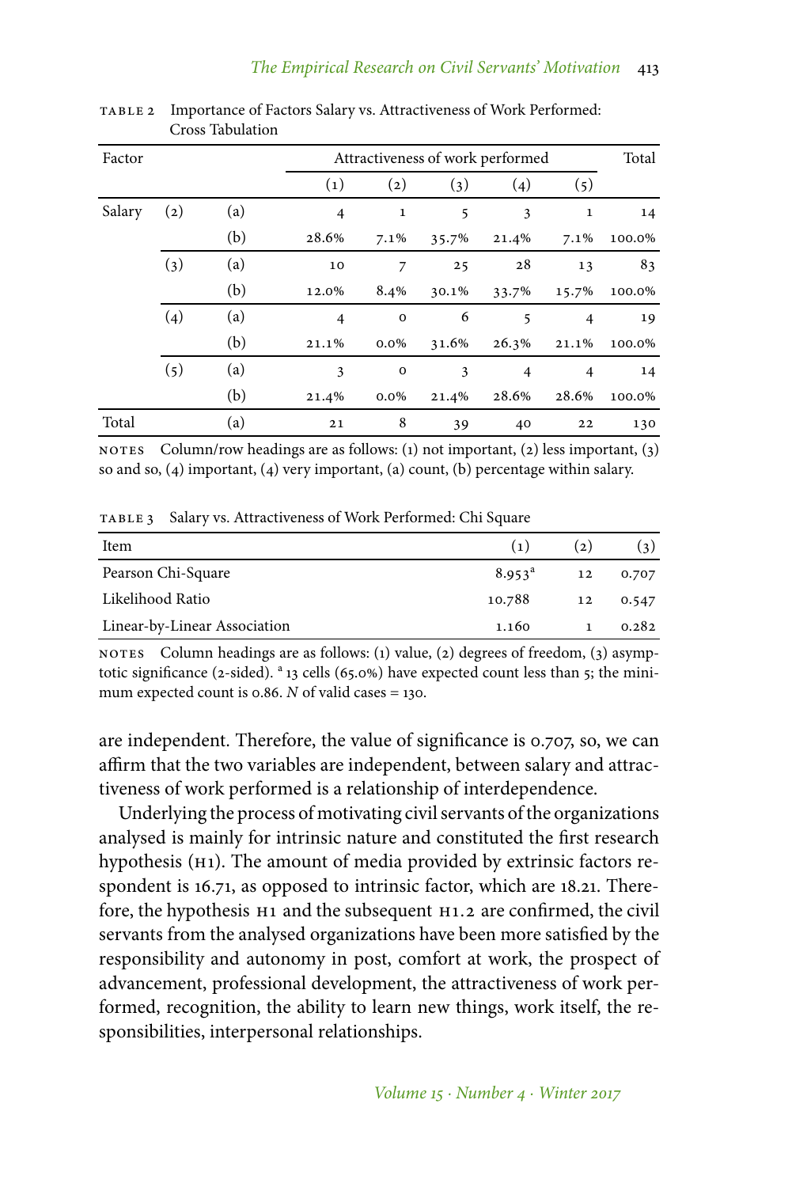TABLE 2 Importance of Factors Salary vs. Attractiveness of Work Performed: Cross Tabulation

| Factor | | | Attractiveness of work performed | | | | | Total |
|---|---|---|---|---|---|---|---|---|
| | | | (1) | (2) | (3) | (4) | (5) | |
| Salary | (2) | (a) | 4 | 1 | 5 | 3 | 1 | 14 |
| | | (b) | 28.6% | 7.1% | 35.7% | 21.4% | 7.1% | 100.0% |
| | (3) | (a) | 10 | 7 | 25 | 28 | 13 | 83 |
| | | (b) | 12.0% | 8.4% | 30.1% | 33.7% | 15.7% | 100.0% |
| | (4) | (a) | 4 | 0 | 6 | 5 | 4 | 19 |
| | | (b) | 21.1% | 0.0% | 31.6% | 26.3% | 21.1% | 100.0% |
| | (5) | (a) | 3 | 0 | 3 | 4 | 4 | 14 |
| | | (b) | 21.4% | 0.0% | 21.4% | 28.6% | 28.6% | 100.0% |
| Total | | (a) | 21 | 8 | 39 | 40 | 22 | 130 |

NOTES Column/row headings are as follows: (1) not important, (2) less important, (3) so and so, (4) important, (4) very important, (a) count, (b) percentage within salary.

TABLE 3 Salary vs. Attractiveness of Work Performed: Chi Square

| Item | (1) | (2) | (3) |
|---|---|---|---|
| Pearson Chi-Square | 8.953[a] | 12 | 0.707 |
| Likelihood Ratio | 10.788 | 12 | 0.547 |
| Linear-by-Linear Association | 1.160 | 1 | 0.282 |

NOTES Column headings are as follows: (1) value, (2) degrees of freedom, (3) asymptotic significance (2-sided). [a] 13 cells (65.0%) have expected count less than 5; the minimum expected count is 0.86. *N* of valid cases = 130.

are independent. Therefore, the value of significance is 0.707, so, we can affirm that the two variables are independent, between salary and attractiveness of work performed is a relationship of interdependence.

Underlying the process of motivating civil servants of the organizations analysed is mainly for intrinsic nature and constituted the first research hypothesis (H1). The amount of media provided by extrinsic factors respondent is 16.71, as opposed to intrinsic factor, which are 18.21. Therefore, the hypothesis H1 and the subsequent H1.2 are confirmed, the civil servants from the analysed organizations have been more satisfied by the responsibility and autonomy in post, comfort at work, the prospect of advancement, professional development, the attractiveness of work performed, recognition, the ability to learn new things, work itself, the responsibilities, interpersonal relationships.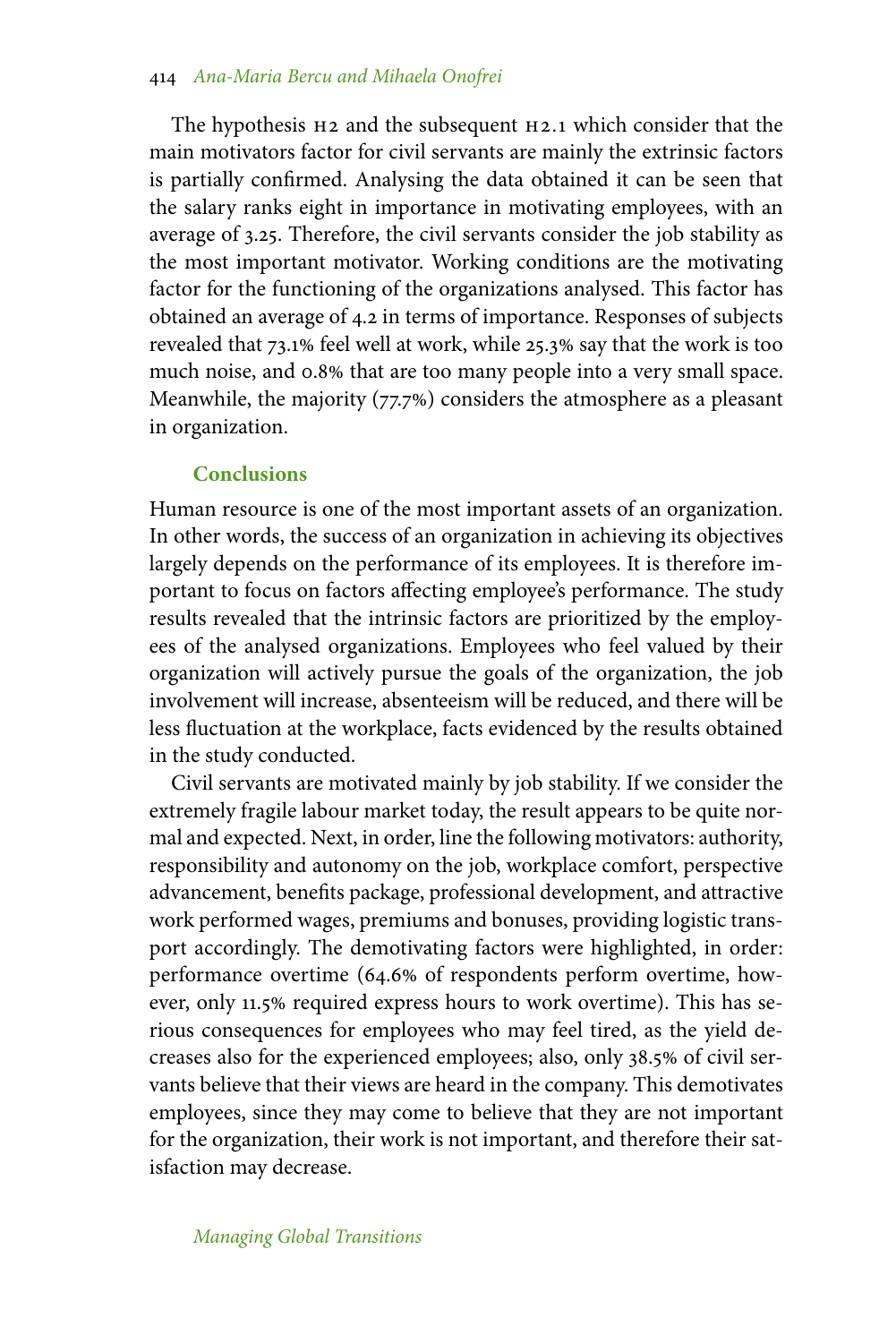The hypothesis H2 and the subsequent H2.1 which consider that the main motivators factor for civil servants are mainly the extrinsic factors is partially confirmed. Analysing the data obtained it can be seen that the salary ranks eight in importance in motivating employees, with an average of 3.25. Therefore, the civil servants consider the job stability as the most important motivator. Working conditions are the motivating factor for the functioning of the organizations analysed. This factor has obtained an average of 4.2 in terms of importance. Responses of subjects revealed that 73.1% feel well at work, while 25.3% say that the work is too much noise, and 0.8% that are too many people into a very small space. Meanwhile, the majority (77.7%) considers the atmosphere as a pleasant in organization.

## Conclusions

Human resource is one of the most important assets of an organization. In other words, the success of an organization in achieving its objectives largely depends on the performance of its employees. It is therefore important to focus on factors affecting employee's performance. The study results revealed that the intrinsic factors are prioritized by the employees of the analysed organizations. Employees who feel valued by their organization will actively pursue the goals of the organization, the job involvement will increase, absenteeism will be reduced, and there will be less fluctuation at the workplace, facts evidenced by the results obtained in the study conducted.

Civil servants are motivated mainly by job stability. If we consider the extremely fragile labour market today, the result appears to be quite normal and expected. Next, in order, line the following motivators: authority, responsibility and autonomy on the job, workplace comfort, perspective advancement, benefits package, professional development, and attractive work performed wages, premiums and bonuses, providing logistic transport accordingly. The demotivating factors were highlighted, in order: performance overtime (64.6% of respondents perform overtime, however, only 11.5% required express hours to work overtime). This has serious consequences for employees who may feel tired, as the yield decreases also for the experienced employees; also, only 38.5% of civil servants believe that their views are heard in the company. This demotivates employees, since they may come to believe that they are not important for the organization, their work is not important, and therefore their satisfaction may decrease.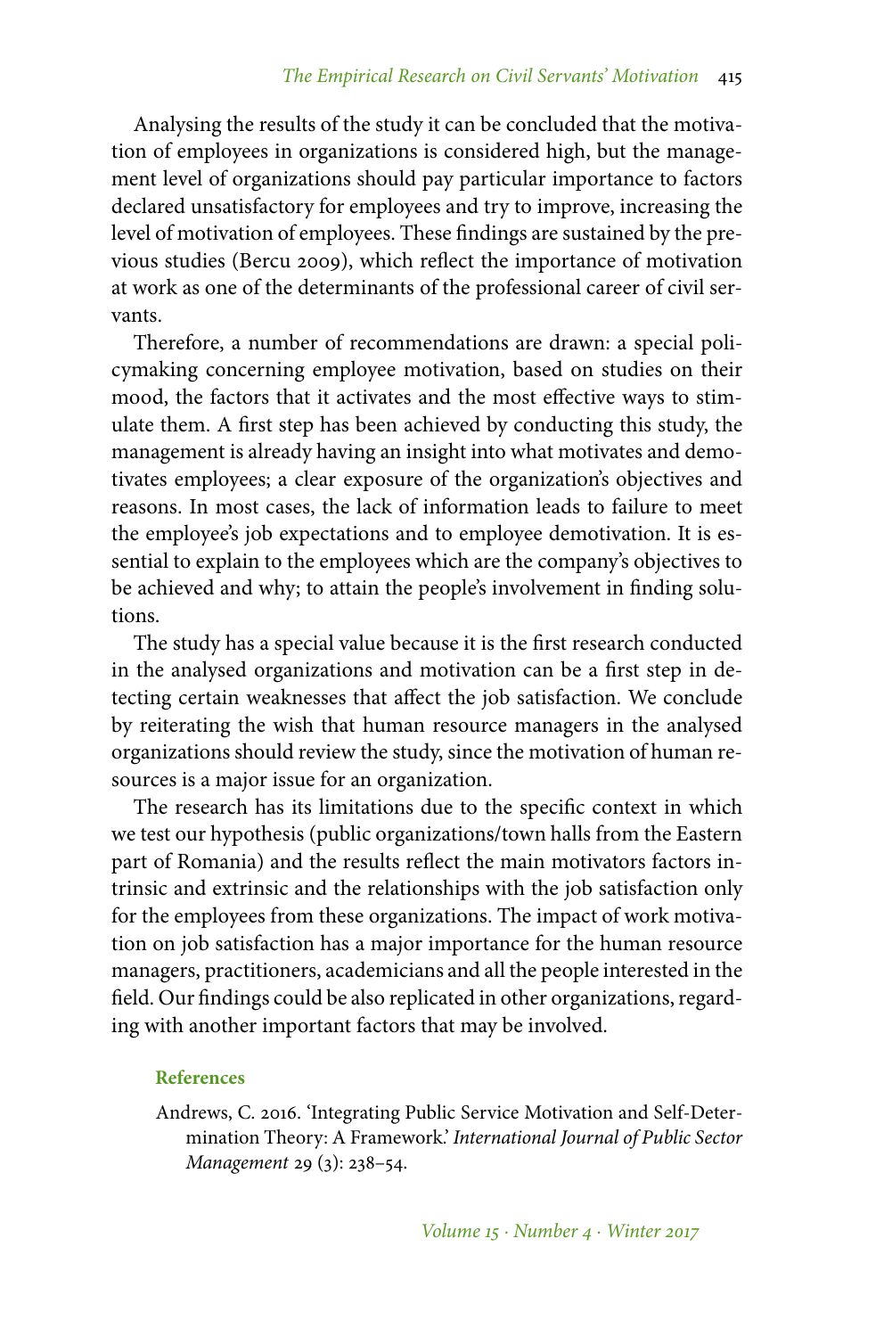Analysing the results of the study it can be concluded that the motivation of employees in organizations is considered high, but the management level of organizations should pay particular importance to factors declared unsatisfactory for employees and try to improve, increasing the level of motivation of employees. These findings are sustained by the previous studies (Bercu 2009), which reflect the importance of motivation at work as one of the determinants of the professional career of civil servants.

Therefore, a number of recommendations are drawn: a special policymaking concerning employee motivation, based on studies on their mood, the factors that it activates and the most effective ways to stimulate them. A first step has been achieved by conducting this study, the management is already having an insight into what motivates and demotivates employees; a clear exposure of the organization's objectives and reasons. In most cases, the lack of information leads to failure to meet the employee's job expectations and to employee demotivation. It is essential to explain to the employees which are the company's objectives to be achieved and why; to attain the people's involvement in finding solutions.

The study has a special value because it is the first research conducted in the analysed organizations and motivation can be a first step in detecting certain weaknesses that affect the job satisfaction. We conclude by reiterating the wish that human resource managers in the analysed organizations should review the study, since the motivation of human resources is a major issue for an organization.

The research has its limitations due to the specific context in which we test our hypothesis (public organizations/town halls from the Eastern part of Romania) and the results reflect the main motivators factors intrinsic and extrinsic and the relationships with the job satisfaction only for the employees from these organizations. The impact of work motivation on job satisfaction has a major importance for the human resource managers, practitioners, academicians and all the people interested in the field. Our findings could be also replicated in other organizations, regarding with another important factors that may be involved.

## References

Andrews, C. 2016. 'Integrating Public Service Motivation and Self-Determination Theory: A Framework.' *International Journal of Public Sector Management* 29 (3): 238–54.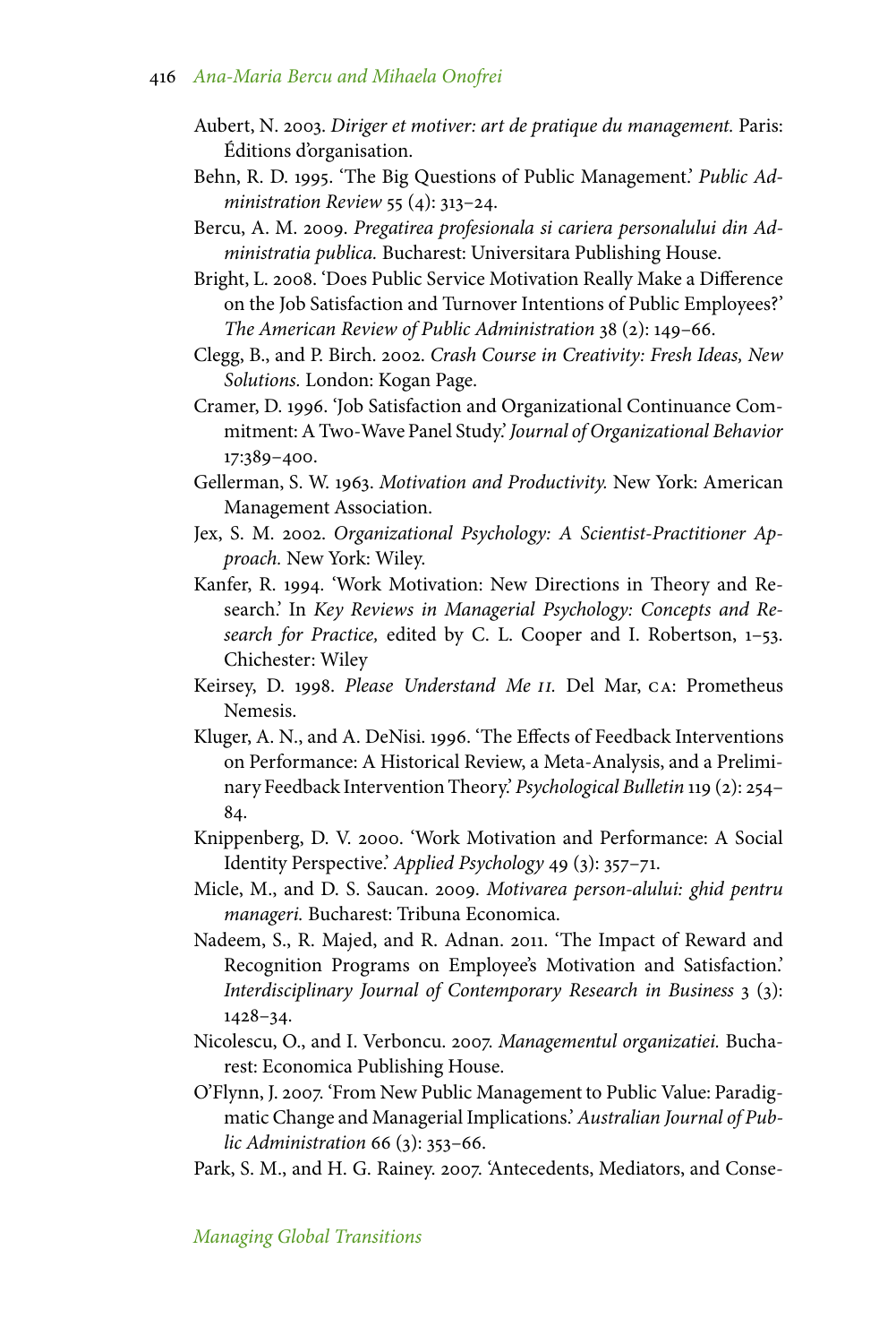Aubert, N. 2003. *Diriger et motiver: art de pratique du management.* Paris: Éditions d'organisation.

Behn, R. D. 1995. 'The Big Questions of Public Management.' *Public Administration Review* 55 (4): 313–24.

Bercu, A. M. 2009. *Pregatirea profesionala si cariera personalului din Administratia publica.* Bucharest: Universitara Publishing House.

Bright, L. 2008. 'Does Public Service Motivation Really Make a Difference on the Job Satisfaction and Turnover Intentions of Public Employees?' *The American Review of Public Administration* 38 (2): 149–66.

Clegg, B., and P. Birch. 2002. *Crash Course in Creativity: Fresh Ideas, New Solutions.* London: Kogan Page.

Cramer, D. 1996. 'Job Satisfaction and Organizational Continuance Commitment: A Two-Wave Panel Study.' *Journal of Organizational Behavior* 17:389–400.

Gellerman, S. W. 1963. *Motivation and Productivity.* New York: American Management Association.

Jex, S. M. 2002. *Organizational Psychology: A Scientist-Practitioner Approach.* New York: Wiley.

Kanfer, R. 1994. 'Work Motivation: New Directions in Theory and Research.' In *Key Reviews in Managerial Psychology: Concepts and Research for Practice,* edited by C. L. Cooper and I. Robertson, 1–53. Chichester: Wiley

Keirsey, D. 1998. *Please Understand Me II.* Del Mar, CA: Prometheus Nemesis.

Kluger, A. N., and A. DeNisi. 1996. 'The Effects of Feedback Interventions on Performance: A Historical Review, a Meta-Analysis, and a Preliminary Feedback Intervention Theory.' *Psychological Bulletin* 119 (2): 254–84.

Knippenberg, D. V. 2000. 'Work Motivation and Performance: A Social Identity Perspective.' *Applied Psychology* 49 (3): 357–71.

Micle, M., and D. S. Saucan. 2009. *Motivarea person-alului: ghid pentru manageri.* Bucharest: Tribuna Economica.

Nadeem, S., R. Majed, and R. Adnan. 2011. 'The Impact of Reward and Recognition Programs on Employee's Motivation and Satisfaction.' *Interdisciplinary Journal of Contemporary Research in Business* 3 (3): 1428–34.

Nicolescu, O., and I. Verboncu. 2007. *Managementul organizatiei.* Bucharest: Economica Publishing House.

O'Flynn, J. 2007. 'From New Public Management to Public Value: Paradigmatic Change and Managerial Implications.' *Australian Journal of Public Administration* 66 (3): 353–66.

Park, S. M., and H. G. Rainey. 2007. 'Antecedents, Mediators, and Conse-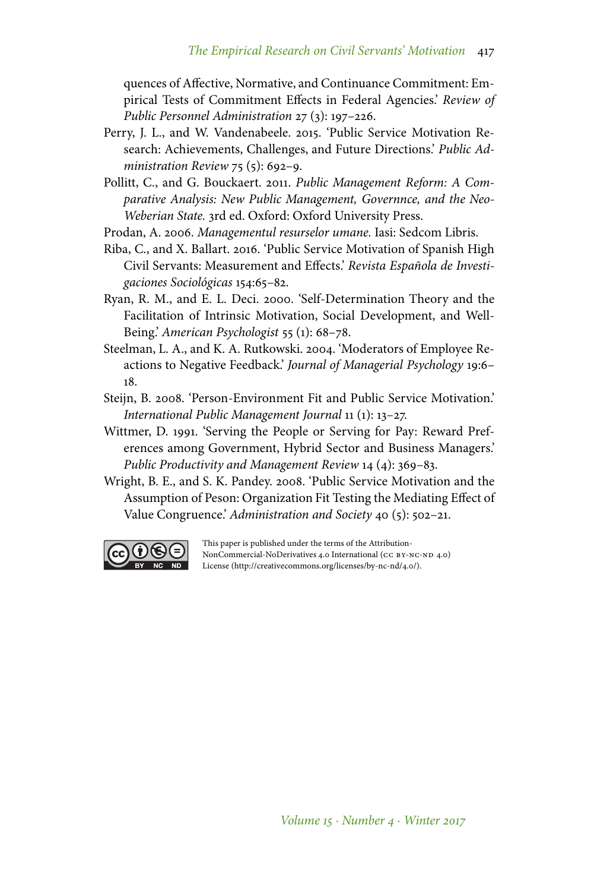quences of Affective, Normative, and Continuance Commitment: Empirical Tests of Commitment Effects in Federal Agencies.' *Review of Public Personnel Administration* 27 (3): 197–226.

Perry, J. L., and W. Vandenabeele. 2015. 'Public Service Motivation Research: Achievements, Challenges, and Future Directions.' *Public Administration Review* 75 (5): 692–9.

Pollitt, C., and G. Bouckaert. 2011. *Public Management Reform: A Comparative Analysis: New Public Management, Governnce, and the Neo-Weberian State.* 3rd ed. Oxford: Oxford University Press.

Prodan, A. 2006. *Managementul resurselor umane.* Iasi: Sedcom Libris.

Riba, C., and X. Ballart. 2016. 'Public Service Motivation of Spanish High Civil Servants: Measurement and Effects.' *Revista Española de Investigaciones Sociológicas* 154:65–82.

Ryan, R. M., and E. L. Deci. 2000. 'Self-Determination Theory and the Facilitation of Intrinsic Motivation, Social Development, and Well-Being.' *American Psychologist* 55 (1): 68–78.

Steelman, L. A., and K. A. Rutkowski. 2004. 'Moderators of Employee Reactions to Negative Feedback.' *Journal of Managerial Psychology* 19:6–18.

Steijn, B. 2008. 'Person-Environment Fit and Public Service Motivation.' *International Public Management Journal* 11 (1): 13–27.

Wittmer, D. 1991. 'Serving the People or Serving for Pay: Reward Preferences among Government, Hybrid Sector and Business Managers.' *Public Productivity and Management Review* 14 (4): 369–83.

Wright, B. E., and S. K. Pandey. 2008. 'Public Service Motivation and the Assumption of Peson: Organization Fit Testing the Mediating Effect of Value Congruence.' *Administration and Society* 40 (5): 502–21.

This paper is published under the terms of the Attribution-NonCommercial-NoDerivatives 4.0 International (CC BY-NC-ND 4.0) License (http://creativecommons.org/licenses/by-nc-nd/4.0/).